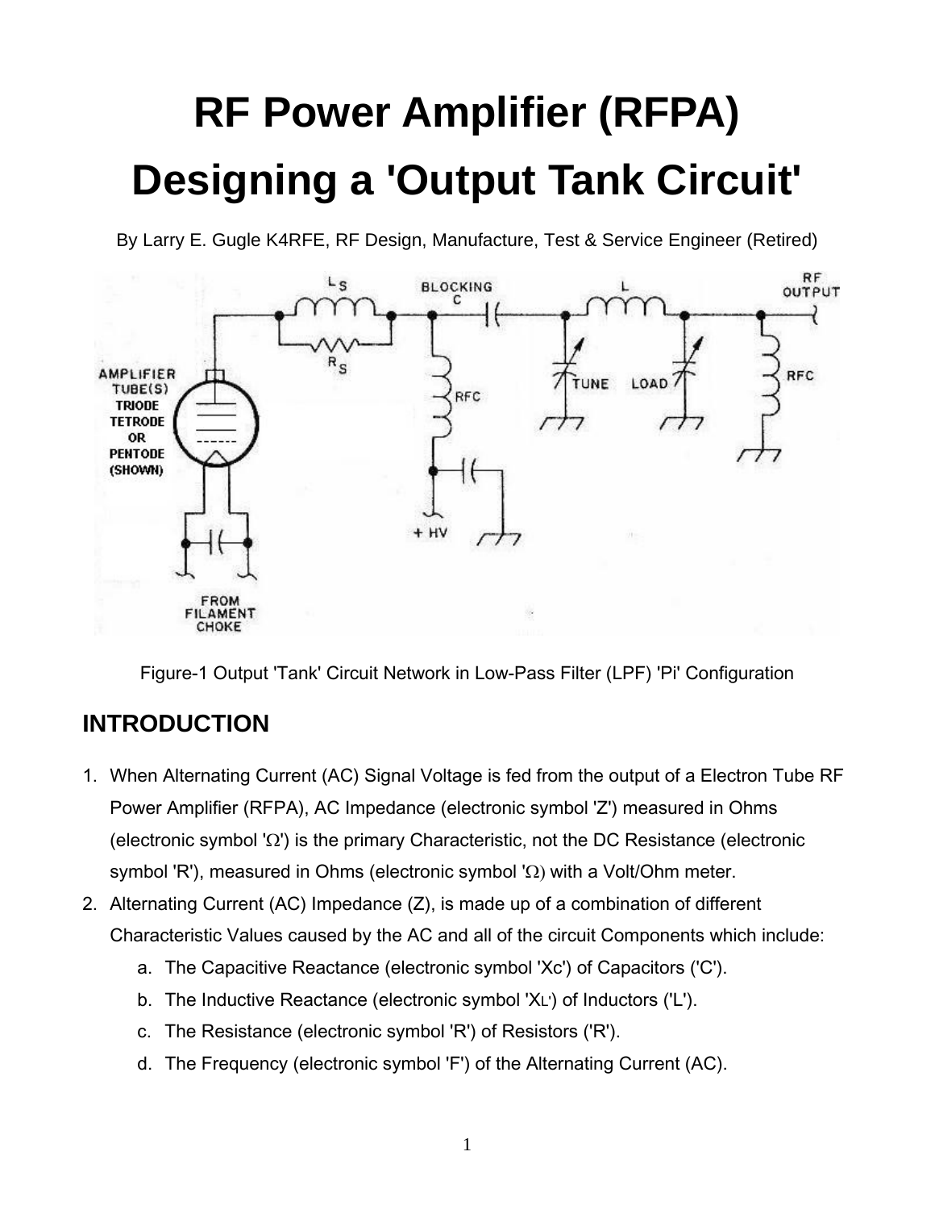# RF Power Amplifier (RFPA) Designing a 'Output Tank Circuit'

By Larry E. Gugle K4RFE, RF Design, Manufacture, Test & Service Engineer (Retired)

Figure-1 Output 'Tank' Circuit Network in Low-Pass Filter (LPF) 'Pi' Configuration

## INTRODUCTION

1. When Alternating Current (AC) Signal Voltage is fed from the output of a Electron Tube RF Power Amplifier (RFPA), AC Impedance (electronic symbol 'Z') measured in Ohms (electronic symbol 'Ω') is the primary Characteristic, not the DC Resistance (electronic symbol 'R'), measured in Ohms (electronic symbol 'Ω) with a Volt/Ohm meter.
2. Alternating Current (AC) Impedance (Z), is made up of a combination of different Characteristic Values caused by the AC and all of the circuit Components which include:
   a. The Capacitive Reactance (electronic symbol 'Xc') of Capacitors ('C').
   b. The Inductive Reactance (electronic symbol '$X_L$') of Inductors ('L').
   c. The Resistance (electronic symbol 'R') of Resistors ('R').
   d. The Frequency (electronic symbol 'F') of the Alternating Current (AC).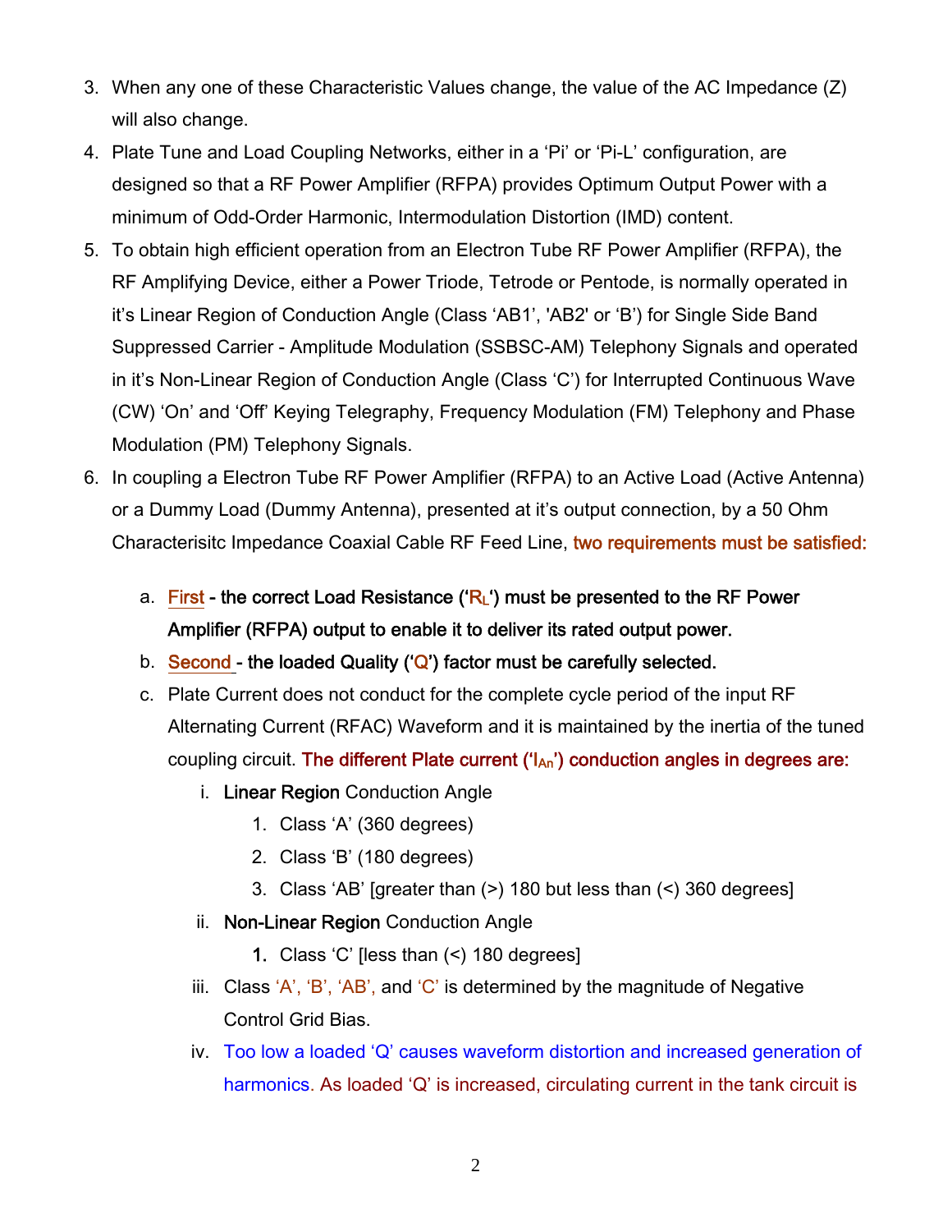3. When any one of these Characteristic Values change, the value of the AC Impedance (Z) will also change.
4. Plate Tune and Load Coupling Networks, either in a 'Pi' or 'Pi-L' configuration, are designed so that a RF Power Amplifier (RFPA) provides Optimum Output Power with a minimum of Odd-Order Harmonic, Intermodulation Distortion (IMD) content.
5. To obtain high efficient operation from an Electron Tube RF Power Amplifier (RFPA), the RF Amplifying Device, either a Power Triode, Tetrode or Pentode, is normally operated in it's Linear Region of Conduction Angle (Class 'AB1', 'AB2' or 'B') for Single Side Band Suppressed Carrier - Amplitude Modulation (SSBSC-AM) Telephony Signals and operated in it's Non-Linear Region of Conduction Angle (Class 'C') for Interrupted Continuous Wave (CW) 'On' and 'Off' Keying Telegraphy, Frequency Modulation (FM) Telephony and Phase Modulation (PM) Telephony Signals.
6. In coupling a Electron Tube RF Power Amplifier (RFPA) to an Active Load (Active Antenna) or a Dummy Load (Dummy Antenna), presented at it's output connection, by a 50 Ohm Characterisitc Impedance Coaxial Cable RF Feed Line, two requirements must be satisfied:
   a. First - **the correct Load Resistance ('$R_L$') must be presented to the RF Power Amplifier (RFPA) output to enable it to deliver its rated output power.**
   b. Second - **the loaded Quality ('Q') factor must be carefully selected.**
   c. Plate Current does not conduct for the complete cycle period of the input RF Alternating Current (RFAC) Waveform and it is maintained by the inertia of the tuned coupling circuit. The different Plate current ('$I_{An}$') conduction angles in degrees are:
      i. **Linear Region** Conduction Angle
         1. Class 'A' (360 degrees)
         2. Class 'B' (180 degrees)
         3. Class 'AB' [greater than (>) 180 but less than (<) 360 degrees]
      ii. **Non-Linear Region** Conduction Angle
         1. Class 'C' [less than (<) 180 degrees]
      iii. Class 'A', 'B', 'AB', and 'C' is determined by the magnitude of Negative Control Grid Bias.
      iv. Too low a loaded 'Q' causes waveform distortion and increased generation of harmonics. As loaded 'Q' is increased, circulating current in the tank circuit is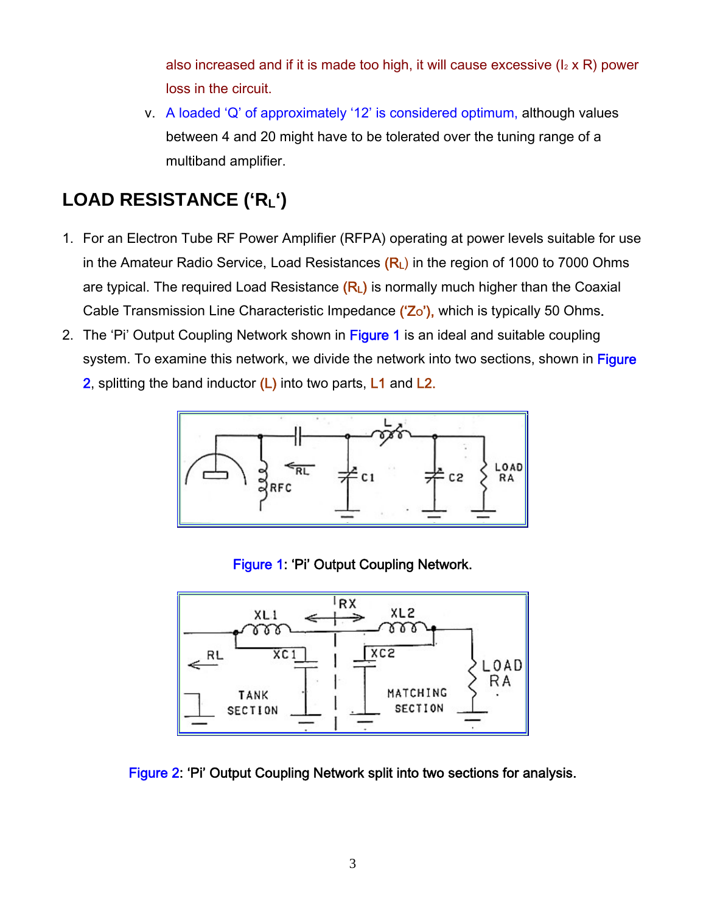also increased and if it is made too high, it will cause excessive ($I^2 \times R$) power loss in the circuit.

v. A loaded 'Q' of approximately '12' is considered optimum, although values between 4 and 20 might have to be tolerated over the tuning range of a multiband amplifier.

## LOAD RESISTANCE ('$R_L$')

1. For an Electron Tube RF Power Amplifier (RFPA) operating at power levels suitable for use in the Amateur Radio Service, Load Resistances ($R_L$) in the region of 1000 to 7000 Ohms are typical. The required Load Resistance ($R_L$) is normally much higher than the Coaxial Cable Transmission Line Characteristic Impedance ('$Z_O$'), which is typically 50 Ohms.
2. The 'Pi' Output Coupling Network shown in Figure 1 is an ideal and suitable coupling system. To examine this network, we divide the network into two sections, shown in Figure 2, splitting the band inductor (L) into two parts, L1 and L2.

Figure 1: 'Pi' Output Coupling Network.

Figure 2: 'Pi' Output Coupling Network split into two sections for analysis.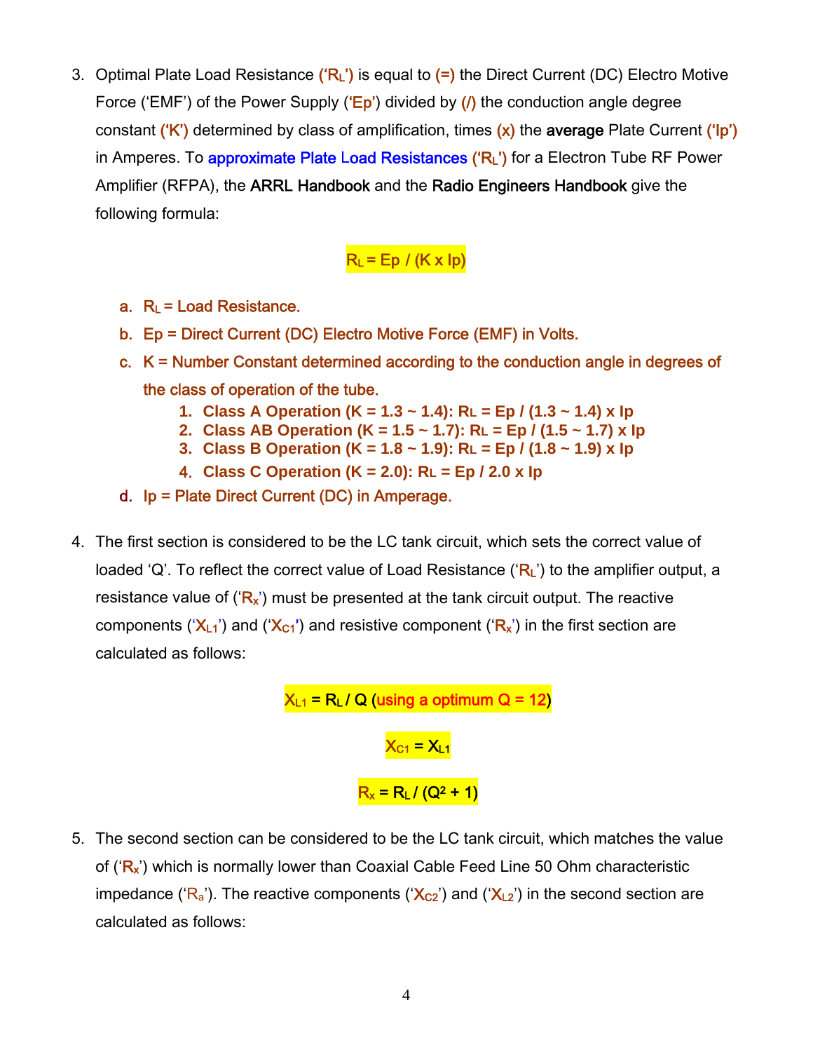3. Optimal Plate Load Resistance **('$R_L$')** is equal to **(=)** the Direct Current (DC) Electro Motive Force ('EMF') of the Power Supply **('Ep')** divided by **(/)** the conduction angle degree constant **('K')** determined by class of amplification, times **(x)** the **average** Plate Current **('Ip')** in Amperes. To approximate Plate Load Resistances **('$R_L$')** for a Electron Tube RF Power Amplifier (RFPA), the **ARRL Handbook** and the **Radio Engineers Handbook** give the following formula:

$$R_L = Ep / (K \times Ip)$$

   a. $R_L$ = Load Resistance.
   b. Ep = Direct Current (DC) Electro Motive Force (EMF) in Volts.
   c. K = Number Constant determined according to the conduction angle in degrees of the class of operation of the tube.
      1. **Class A Operation (K = 1.3 ~ 1.4): $R_L = Ep / (1.3 \sim 1.4) \times Ip$**
      2. **Class AB Operation (K = 1.5 ~ 1.7): $R_L = Ep / (1.5 \sim 1.7) \times Ip$**
      3. **Class B Operation (K = 1.8 ~ 1.9): $R_L = Ep / (1.8 \sim 1.9) \times Ip$**
      4. **Class C Operation (K = 2.0): $R_L = Ep / 2.0 \times Ip$**
   d. Ip = Plate Direct Current (DC) in Amperage.

4. The first section is considered to be the LC tank circuit, which sets the correct value of loaded 'Q'. To reflect the correct value of Load Resistance ('$R_L$') to the amplifier output, a resistance value of ('$R_x$') must be presented at the tank circuit output. The reactive components ('$X_{L1}$') and ('$X_{C1}$') and resistive component ('$R_x$') in the first section are calculated as follows:

$$X_{L1} = R_L / Q \text{ (using a optimum Q = 12)}$$

$$X_{C1} = X_{L1}$$

$$R_x = R_L / (Q^2 + 1)$$

5. The second section can be considered to be the LC tank circuit, which matches the value of ('$R_x$') which is normally lower than Coaxial Cable Feed Line 50 Ohm characteristic impedance ('$R_a$'). The reactive components ('$X_{C2}$') and ('$X_{L2}$') in the second section are calculated as follows: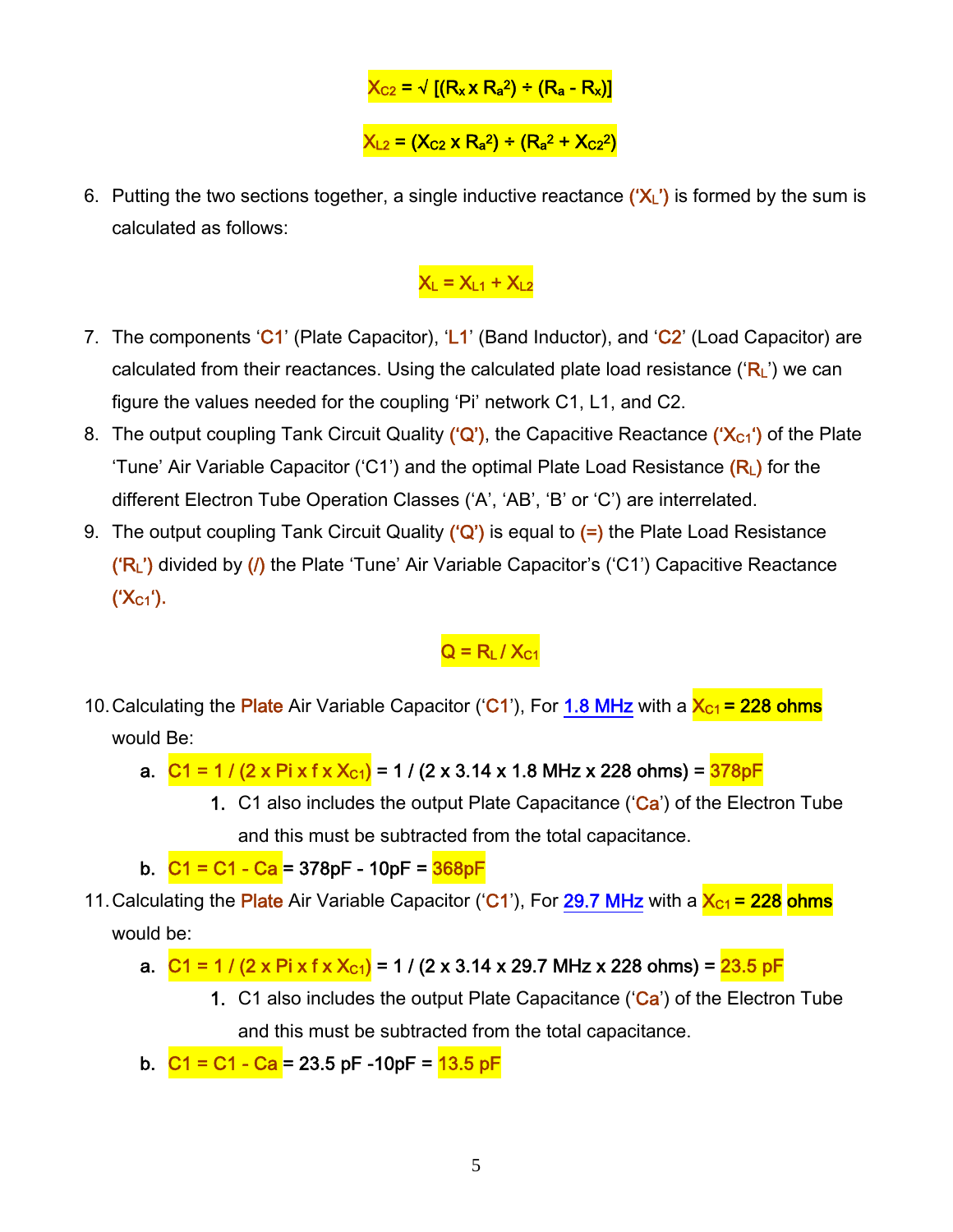$$X_{C2} = \sqrt{[(R_x \times R_a^2) \div (R_a - R_x)]}$$

$$X_{L2} = (X_{C2} \times R_a^2) \div (R_a^2 + X_{C2}^2)$$

6. Putting the two sections together, a single inductive reactance ('$X_L$') is formed by the sum is calculated as follows:

$$X_L = X_{L1} + X_{L2}$$

7. The components 'C1' (Plate Capacitor), 'L1' (Band Inductor), and 'C2' (Load Capacitor) are calculated from their reactances. Using the calculated plate load resistance ('$R_L$') we can figure the values needed for the coupling 'Pi' network C1, L1, and C2.
8. The output coupling Tank Circuit Quality ('Q'), the Capacitive Reactance ('$X_{C1}$') of the Plate 'Tune' Air Variable Capacitor ('C1') and the optimal Plate Load Resistance ($R_L$) for the different Electron Tube Operation Classes ('A', 'AB', 'B' or 'C') are interrelated.
9. The output coupling Tank Circuit Quality ('Q') is equal to (=) the Plate Load Resistance ('$R_L$') divided by (/) the Plate 'Tune' Air Variable Capacitor's ('C1') Capacitive Reactance ('$X_{C1}$').

$$Q = R_L / X_{C1}$$

10. Calculating the Plate Air Variable Capacitor ('C1'), For 1.8 MHz with a $X_{C1}$ = 228 ohms would Be:
    a. $C1 = 1 / (2 \times Pi \times f \times X_{C1})$ = 1 / (2 x 3.14 x 1.8 MHz x 228 ohms) = 378pF
        1. C1 also includes the output Plate Capacitance ('Ca') of the Electron Tube and this must be subtracted from the total capacitance.
    b. C1 = C1 - Ca = 378pF - 10pF = 368pF
11. Calculating the Plate Air Variable Capacitor ('C1'), For 29.7 MHz with a $X_{C1}$ = 228 ohms would be:
    a. $C1 = 1 / (2 \times Pi \times f \times X_{C1})$ = 1 / (2 x 3.14 x 29.7 MHz x 228 ohms) = 23.5 pF
        1. C1 also includes the output Plate Capacitance ('Ca') of the Electron Tube and this must be subtracted from the total capacitance.
    b. C1 = C1 - Ca = 23.5 pF -10pF = 13.5 pF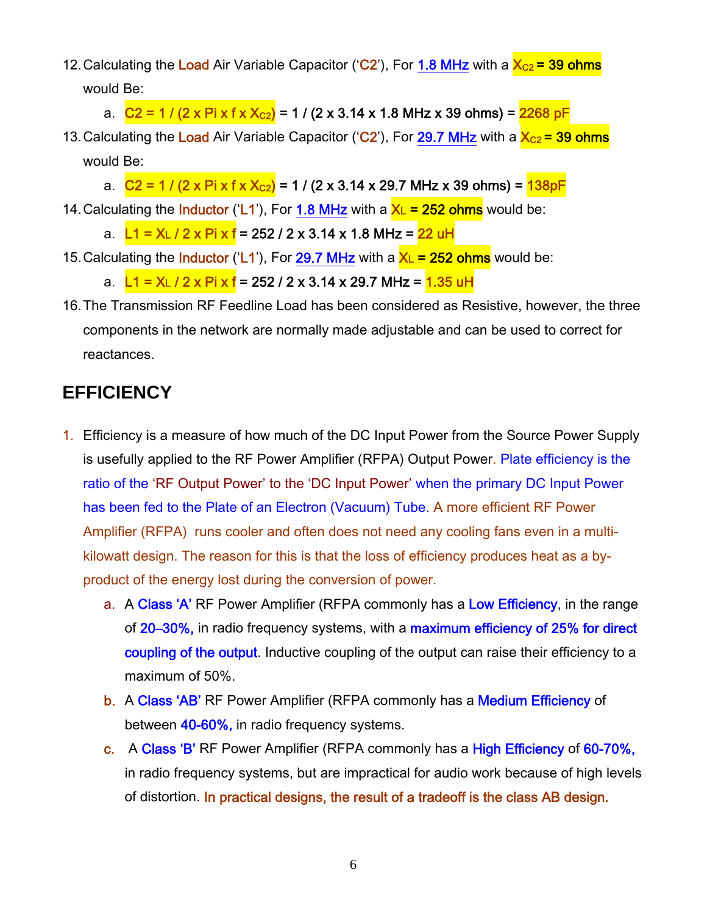12. Calculating the Load Air Variable Capacitor ('C2'), For 1.8 MHz with a $X_{C2}$ = 39 ohms would Be:
    a. $C2 = 1 / (2 \times Pi \times f \times X_{C2})$ = 1 / (2 x 3.14 x 1.8 MHz x 39 ohms) = 2268 pF
13. Calculating the Load Air Variable Capacitor ('C2'), For 29.7 MHz with a $X_{C2}$ = 39 ohms would Be:
    a. $C2 = 1 / (2 \times Pi \times f \times X_{C2})$ = 1 / (2 x 3.14 x 29.7 MHz x 39 ohms) = 138pF
14. Calculating the Inductor ('L1'), For 1.8 MHz with a $X_L$ = 252 ohms would be:
    a. $L1 = X_L / 2 \times Pi \times f$ = 252 / 2 x 3.14 x 1.8 MHz = 22 uH
15. Calculating the Inductor ('L1'), For 29.7 MHz with a $X_L$ = 252 ohms would be:
    a. $L1 = X_L / 2 \times Pi \times f$ = 252 / 2 x 3.14 x 29.7 MHz = 1.35 uH
16. The Transmission RF Feedline Load has been considered as Resistive, however, the three components in the network are normally made adjustable and can be used to correct for reactances.

## EFFICIENCY

1. Efficiency is a measure of how much of the DC Input Power from the Source Power Supply is usefully applied to the RF Power Amplifier (RFPA) Output Power. Plate efficiency is the ratio of the 'RF Output Power' to the 'DC Input Power' when the primary DC Input Power has been fed to the Plate of an Electron (Vacuum) Tube. A more efficient RF Power Amplifier (RFPA) runs cooler and often does not need any cooling fans even in a multi-kilowatt design. The reason for this is that the loss of efficiency produces heat as a by-product of the energy lost during the conversion of power.
    a. A Class 'A' RF Power Amplifier (RFPA commonly has a Low Efficiency, in the range of 20–30%, in radio frequency systems, with a maximum efficiency of 25% for direct coupling of the output. Inductive coupling of the output can raise their efficiency to a maximum of 50%.
    b. A Class 'AB' RF Power Amplifier (RFPA commonly has a Medium Efficiency of between 40-60%, in radio frequency systems.
    c. A Class 'B' RF Power Amplifier (RFPA commonly has a High Efficiency of 60-70%, in radio frequency systems, but are impractical for audio work because of high levels of distortion. In practical designs, the result of a tradeoff is the class AB design.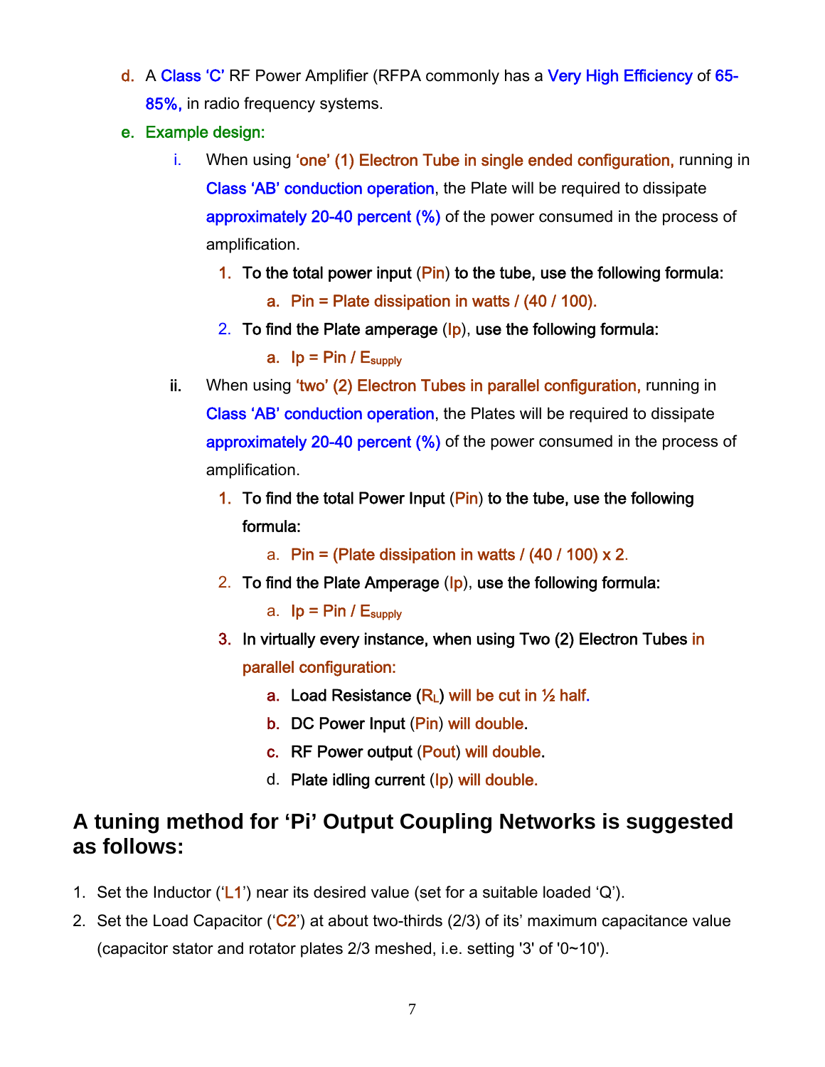d. A Class 'C' RF Power Amplifier (RFPA commonly has a Very High Efficiency of 65-85%, in radio frequency systems.

e. Example design:

   i. When using 'one' (1) Electron Tube in single ended configuration, running in Class 'AB' conduction operation, the Plate will be required to dissipate approximately 20-40 percent (%) of the power consumed in the process of amplification.

      1. To the total power input (Pin) to the tube, use the following formula:
         a. Pin = Plate dissipation in watts / (40 / 100).
      2. To find the Plate amperage (Ip), use the following formula:
         a. Ip = Pin / $E_{supply}$

   ii. When using 'two' (2) Electron Tubes in parallel configuration, running in Class 'AB' conduction operation, the Plates will be required to dissipate approximately 20-40 percent (%) of the power consumed in the process of amplification.

      1. To find the total Power Input (Pin) to the tube, use the following formula:
         a. Pin = (Plate dissipation in watts / (40 / 100) x 2.
      2. To find the Plate Amperage (Ip), use the following formula:
         a. Ip = Pin / $E_{supply}$
      3. In virtually every instance, when using Two (2) Electron Tubes in parallel configuration:
         a. Load Resistance ($R_L$) will be cut in ½ half.
         b. DC Power Input (Pin) will double.
         c. RF Power output (Pout) will double.
         d. Plate idling current (Ip) will double.

## A tuning method for 'Pi' Output Coupling Networks is suggested as follows:

1. Set the Inductor ('L1') near its desired value (set for a suitable loaded 'Q').
2. Set the Load Capacitor ('C2') at about two-thirds (2/3) of its' maximum capacitance value (capacitor stator and rotator plates 2/3 meshed, i.e. setting '3' of '0~10').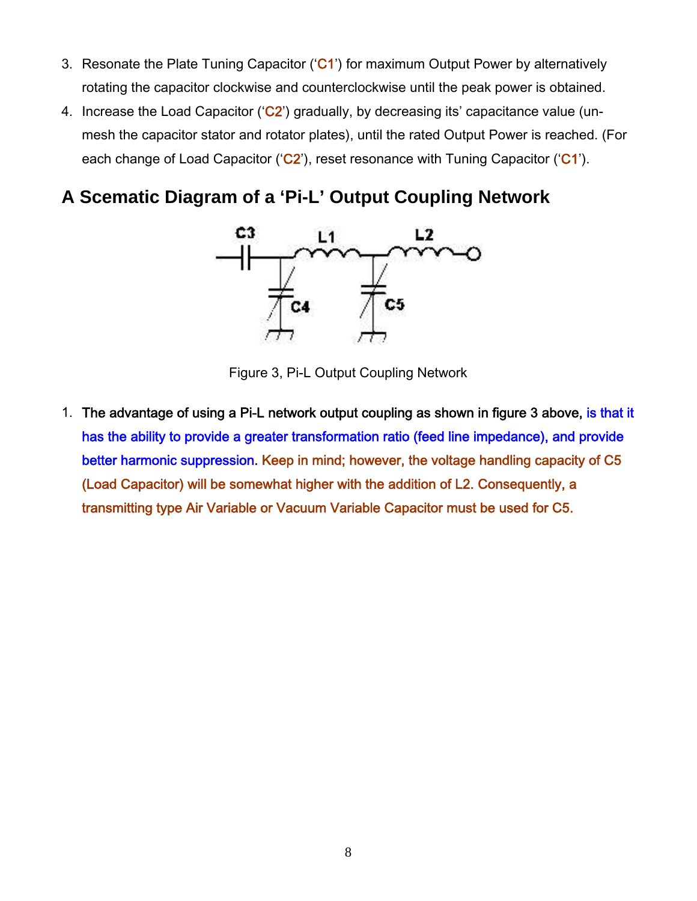3. Resonate the Plate Tuning Capacitor ('C1') for maximum Output Power by alternatively rotating the capacitor clockwise and counterclockwise until the peak power is obtained.
4. Increase the Load Capacitor ('C2') gradually, by decreasing its' capacitance value (un-mesh the capacitor stator and rotator plates), until the rated Output Power is reached. (For each change of Load Capacitor ('C2'), reset resonance with Tuning Capacitor ('C1').

## A Scematic Diagram of a 'Pi-L' Output Coupling Network

C3
L1
L2
C4
C5

Figure 3, Pi-L Output Coupling Network

1. **The advantage of using a Pi-L network output coupling as shown in figure 3 above, is that it has the ability to provide a greater transformation ratio (feed line impedance), and provide better harmonic suppression. Keep in mind; however, the voltage handling capacity of C5 (Load Capacitor) will be somewhat higher with the addition of L2. Consequently, a transmitting type Air Variable or Vacuum Variable Capacitor must be used for C5.**